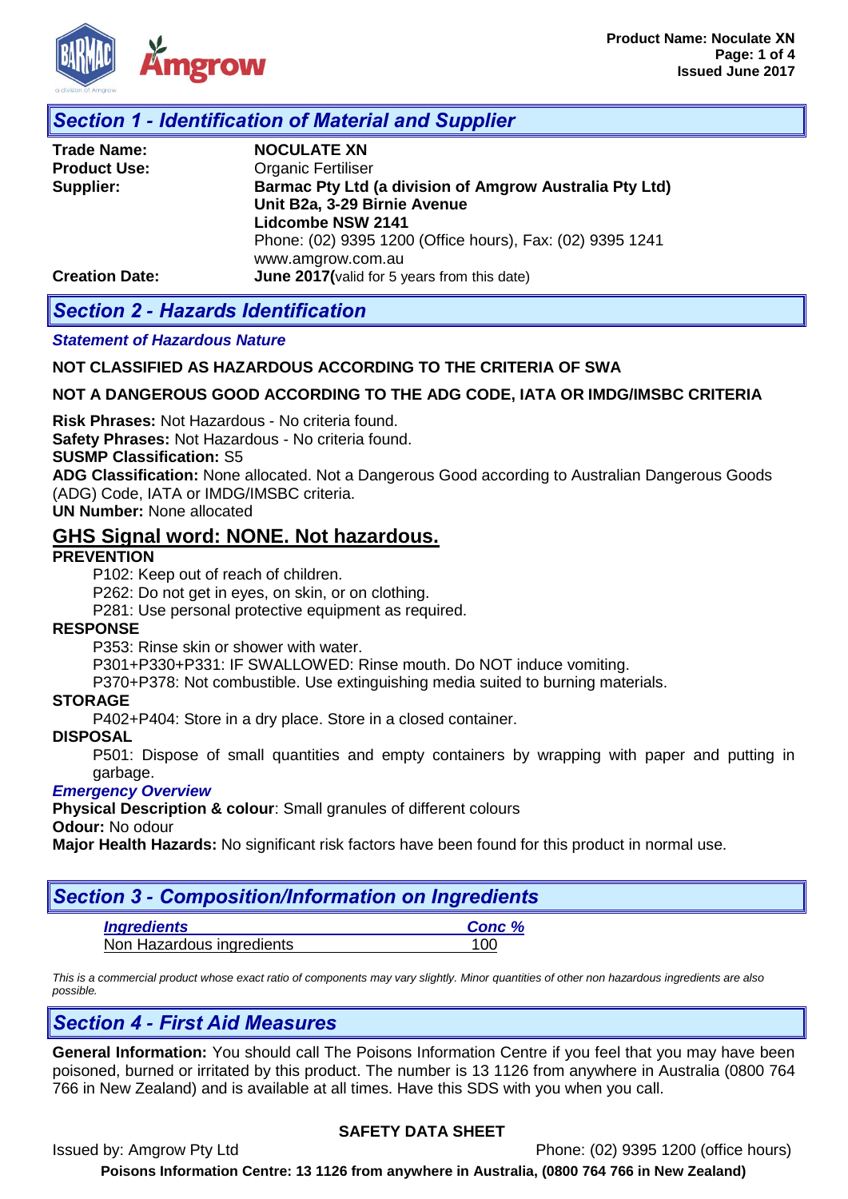## Section 1 - Identification of Material and Supplier

| | |
|---|---|
| **Trade Name:** | **NOCULATE XN** |
| **Product Use:** | Organic Fertiliser |
| **Supplier:** | **Barmac Pty Ltd (a division of Amgrow Australia Pty Ltd)**<br>**Unit B2a, 3-29 Birnie Avenue**<br>**Lidcombe NSW 2141**<br>Phone: (02) 9395 1200 (Office hours), Fax: (02) 9395 1241<br>www.amgrow.com.au |
| **Creation Date:** | **June 2017**(valid for 5 years from this date) |

## Section 2 - Hazards Identification

***Statement of Hazardous Nature***

**NOT CLASSIFIED AS HAZARDOUS ACCORDING TO THE CRITERIA OF SWA**

**NOT A DANGEROUS GOOD ACCORDING TO THE ADG CODE, IATA OR IMDG/IMSBC CRITERIA**

**Risk Phrases:** Not Hazardous - No criteria found.
**Safety Phrases:** Not Hazardous - No criteria found.
**SUSMP Classification:** S5
**ADG Classification:** None allocated. Not a Dangerous Good according to Australian Dangerous Goods (ADG) Code, IATA or IMDG/IMSBC criteria.
**UN Number:** None allocated

### GHS Signal word: NONE. Not hazardous.

**PREVENTION**

P102: Keep out of reach of children.
P262: Do not get in eyes, on skin, or on clothing.
P281: Use personal protective equipment as required.

**RESPONSE**

P353: Rinse skin or shower with water.
P301+P330+P331: IF SWALLOWED: Rinse mouth. Do NOT induce vomiting.
P370+P378: Not combustible. Use extinguishing media suited to burning materials.

**STORAGE**

P402+P404: Store in a dry place. Store in a closed container.

**DISPOSAL**

P501: Dispose of small quantities and empty containers by wrapping with paper and putting in garbage.

***Emergency Overview***

**Physical Description & colour**: Small granules of different colours
**Odour:** No odour
**Major Health Hazards:** No significant risk factors have been found for this product in normal use.

## Section 3 - Composition/Information on Ingredients

| *Ingredients* | *Conc %* |
|---|---|
| Non Hazardous ingredients | 100 |

*This is a commercial product whose exact ratio of components may vary slightly. Minor quantities of other non hazardous ingredients are also possible.*

## Section 4 - First Aid Measures

**General Information:** You should call The Poisons Information Centre if you feel that you may have been poisoned, burned or irritated by this product. The number is 13 1126 from anywhere in Australia (0800 764 766 in New Zealand) and is available at all times. Have this SDS with you when you call.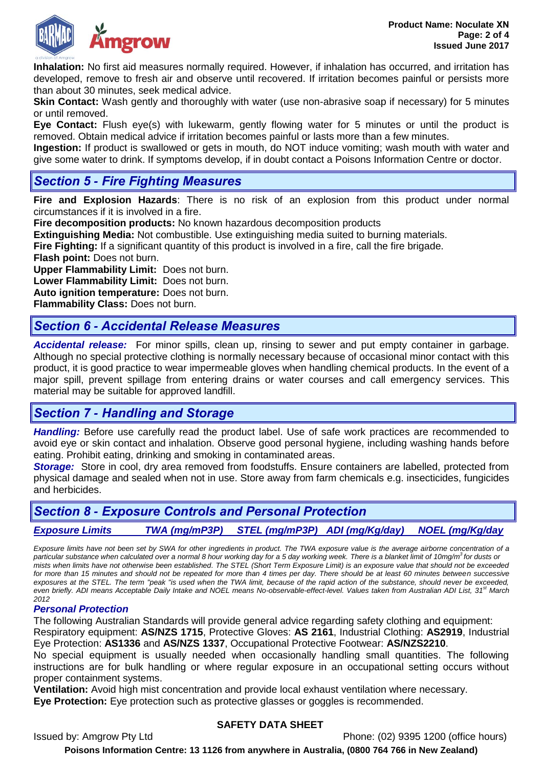**Inhalation:** No first aid measures normally required. However, if inhalation has occurred, and irritation has developed, remove to fresh air and observe until recovered. If irritation becomes painful or persists more than about 30 minutes, seek medical advice.
**Skin Contact:** Wash gently and thoroughly with water (use non-abrasive soap if necessary) for 5 minutes or until removed.
**Eye Contact:** Flush eye(s) with lukewarm, gently flowing water for 5 minutes or until the product is removed. Obtain medical advice if irritation becomes painful or lasts more than a few minutes.
**Ingestion:** If product is swallowed or gets in mouth, do NOT induce vomiting; wash mouth with water and give some water to drink. If symptoms develop, if in doubt contact a Poisons Information Centre or doctor.

## *Section 5 - Fire Fighting Measures*

**Fire and Explosion Hazards**: There is no risk of an explosion from this product under normal circumstances if it is involved in a fire.
**Fire decomposition products:** No known hazardous decomposition products
**Extinguishing Media:** Not combustible. Use extinguishing media suited to burning materials.
**Fire Fighting:** If a significant quantity of this product is involved in a fire, call the fire brigade.
**Flash point:** Does not burn.
**Upper Flammability Limit:** Does not burn.
**Lower Flammability Limit:** Does not burn.
**Auto ignition temperature:** Does not burn.
**Flammability Class:** Does not burn.

## *Section 6 - Accidental Release Measures*

***Accidental release:*** For minor spills, clean up, rinsing to sewer and put empty container in garbage. Although no special protective clothing is normally necessary because of occasional minor contact with this product, it is good practice to wear impermeable gloves when handling chemical products. In the event of a major spill, prevent spillage from entering drains or water courses and call emergency services. This material may be suitable for approved landfill.

## *Section 7 - Handling and Storage*

***Handling:*** Before use carefully read the product label. Use of safe work practices are recommended to avoid eye or skin contact and inhalation. Observe good personal hygiene, including washing hands before eating. Prohibit eating, drinking and smoking in contaminated areas.
***Storage:*** Store in cool, dry area removed from foodstuffs. Ensure containers are labelled, protected from physical damage and sealed when not in use. Store away from farm chemicals e.g. insecticides, fungicides and herbicides.

## *Section 8 - Exposure Controls and Personal Protection*

| *Exposure Limits* | *TWA (mg/mP3P)* | *STEL (mg/mP3P)* | *ADI (mg/Kg/day)* | *NOEL (mg/Kg/day* |
|---|---|---|---|---|

*Exposure limits have not been set by SWA for other ingredients in product. The TWA exposure value is the average airborne concentration of a particular substance when calculated over a normal 8 hour working day for a 5 day working week. There is a blanket limit of 10mg/m$^3$ for dusts or mists when limits have not otherwise been established. The STEL (Short Term Exposure Limit) is an exposure value that should not be exceeded for more than 15 minutes and should not be repeated for more than 4 times per day. There should be at least 60 minutes between successive exposures at the STEL. The term "peak "is used when the TWA limit, because of the rapid action of the substance, should never be exceeded, even briefly. ADI means Acceptable Daily Intake and NOEL means No-observable-effect-level. Values taken from Australian ADI List, 31st March 2012*

### *Personal Protection*

The following Australian Standards will provide general advice regarding safety clothing and equipment:
Respiratory equipment: **AS/NZS 1715**, Protective Gloves: **AS 2161**, Industrial Clothing: **AS2919**, Industrial Eye Protection: **AS1336** and **AS/NZS 1337**, Occupational Protective Footwear: **AS/NZS2210**.
No special equipment is usually needed when occasionally handling small quantities. The following instructions are for bulk handling or where regular exposure in an occupational setting occurs without proper containment systems.
**Ventilation:** Avoid high mist concentration and provide local exhaust ventilation where necessary.
**Eye Protection:** Eye protection such as protective glasses or goggles is recommended.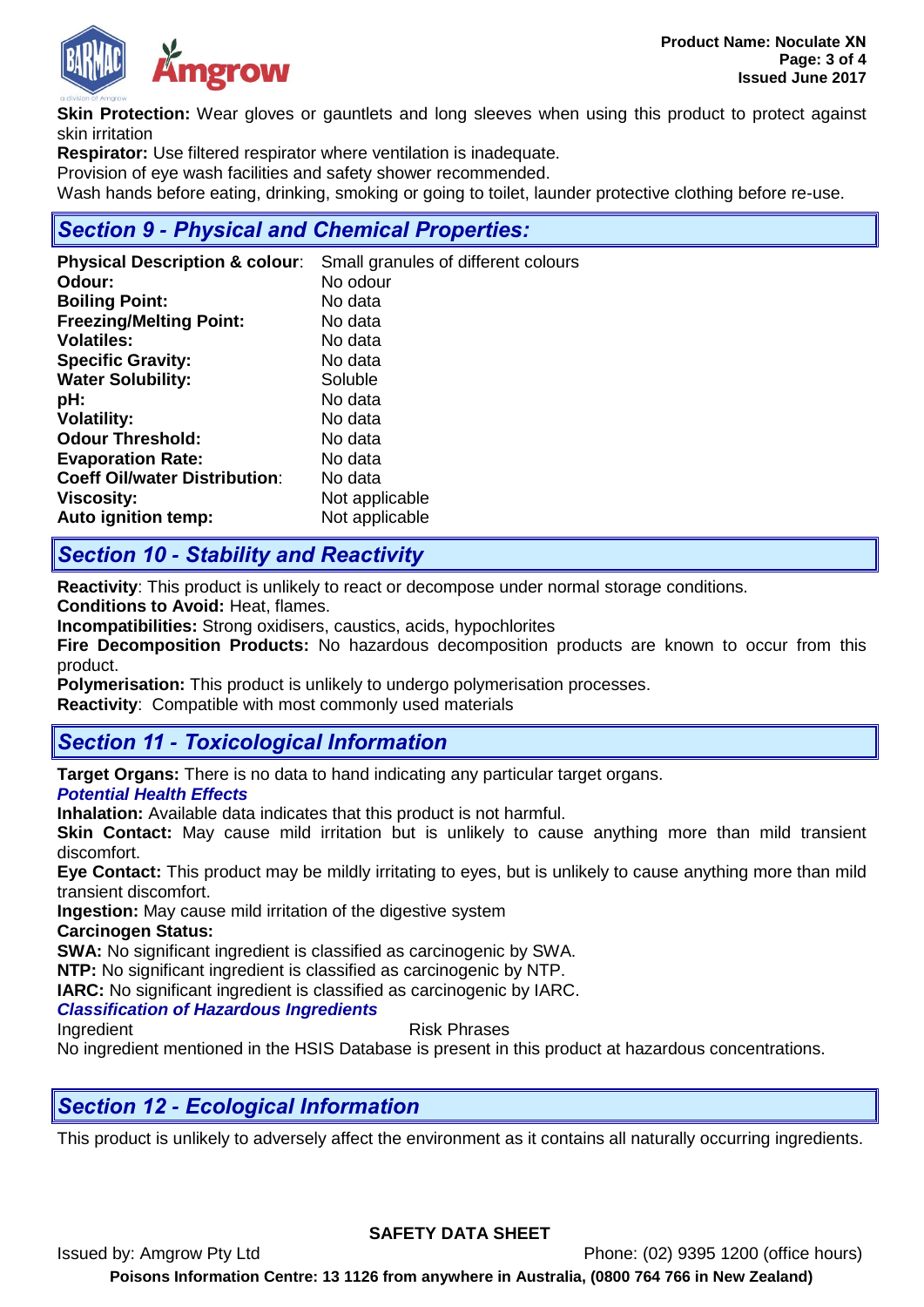**Skin Protection:** Wear gloves or gauntlets and long sleeves when using this product to protect against skin irritation

**Respirator:** Use filtered respirator where ventilation is inadequate.

Provision of eye wash facilities and safety shower recommended.

Wash hands before eating, drinking, smoking or going to toilet, launder protective clothing before re-use.

## *Section 9 - Physical and Chemical Properties:*

| | |
|---|---|
| **Physical Description & colour**: | Small granules of different colours |
| **Odour:** | No odour |
| **Boiling Point:** | No data |
| **Freezing/Melting Point:** | No data |
| **Volatiles:** | No data |
| **Specific Gravity:** | No data |
| **Water Solubility:** | Soluble |
| **pH:** | No data |
| **Volatility:** | No data |
| **Odour Threshold:** | No data |
| **Evaporation Rate:** | No data |
| **Coeff Oil/water Distribution**: | No data |
| **Viscosity:** | Not applicable |
| **Auto ignition temp:** | Not applicable |

## *Section 10 - Stability and Reactivity*

**Reactivity**: This product is unlikely to react or decompose under normal storage conditions.

**Conditions to Avoid:** Heat, flames.

**Incompatibilities:** Strong oxidisers, caustics, acids, hypochlorites

**Fire Decomposition Products:** No hazardous decomposition products are known to occur from this product.

**Polymerisation:** This product is unlikely to undergo polymerisation processes.

**Reactivity**: Compatible with most commonly used materials

## *Section 11 - Toxicological Information*

**Target Organs:** There is no data to hand indicating any particular target organs.

***Potential Health Effects***

**Inhalation:** Available data indicates that this product is not harmful.

**Skin Contact:** May cause mild irritation but is unlikely to cause anything more than mild transient discomfort.

**Eye Contact:** This product may be mildly irritating to eyes, but is unlikely to cause anything more than mild transient discomfort.

**Ingestion:** May cause mild irritation of the digestive system

**Carcinogen Status:**

**SWA:** No significant ingredient is classified as carcinogenic by SWA.

**NTP:** No significant ingredient is classified as carcinogenic by NTP.

**IARC:** No significant ingredient is classified as carcinogenic by IARC.

***Classification of Hazardous Ingredients***

| Ingredient | Risk Phrases |
|---|---|

No ingredient mentioned in the HSIS Database is present in this product at hazardous concentrations.

## *Section 12 - Ecological Information*

This product is unlikely to adversely affect the environment as it contains all naturally occurring ingredients.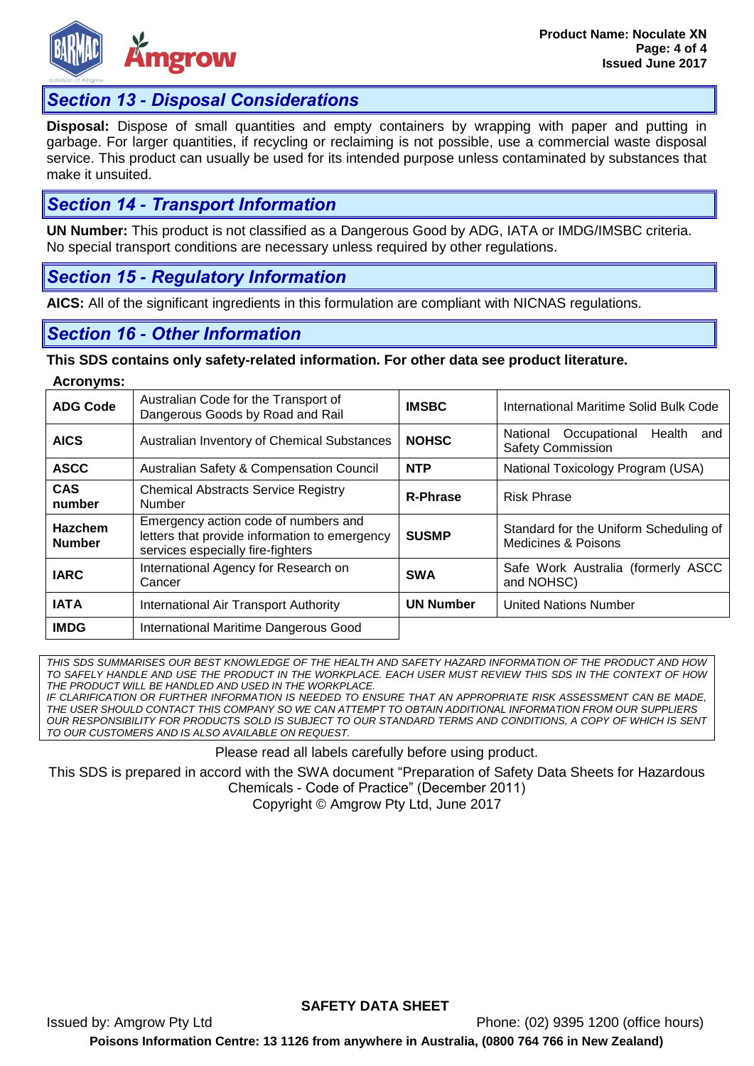## Section 13 - Disposal Considerations

**Disposal:** Dispose of small quantities and empty containers by wrapping with paper and putting in garbage. For larger quantities, if recycling or reclaiming is not possible, use a commercial waste disposal service. This product can usually be used for its intended purpose unless contaminated by substances that make it unsuited.

## Section 14 - Transport Information

**UN Number:** This product is not classified as a Dangerous Good by ADG, IATA or IMDG/IMSBC criteria. No special transport conditions are necessary unless required by other regulations.

## Section 15 - Regulatory Information

**AICS:** All of the significant ingredients in this formulation are compliant with NICNAS regulations.

## Section 16 - Other Information

**This SDS contains only safety-related information. For other data see product literature.**

**Acronyms:**

| | | | |
|---|---|---|---|
| **ADG Code** | Australian Code for the Transport of Dangerous Goods by Road and Rail | **IMSBC** | International Maritime Solid Bulk Code |
| **AICS** | Australian Inventory of Chemical Substances | **NOHSC** | National Occupational Health and Safety Commission |
| **ASCC** | Australian Safety & Compensation Council | **NTP** | National Toxicology Program (USA) |
| **CAS number** | Chemical Abstracts Service Registry Number | **R-Phrase** | Risk Phrase |
| **Hazchem Number** | Emergency action code of numbers and letters that provide information to emergency services especially fire-fighters | **SUSMP** | Standard for the Uniform Scheduling of Medicines & Poisons |
| **IARC** | International Agency for Research on Cancer | **SWA** | Safe Work Australia (formerly ASCC and NOHSC) |
| **IATA** | International Air Transport Authority | **UN Number** | United Nations Number |
| **IMDG** | International Maritime Dangerous Good | | |

*THIS SDS SUMMARISES OUR BEST KNOWLEDGE OF THE HEALTH AND SAFETY HAZARD INFORMATION OF THE PRODUCT AND HOW TO SAFELY HANDLE AND USE THE PRODUCT IN THE WORKPLACE. EACH USER MUST REVIEW THIS SDS IN THE CONTEXT OF HOW THE PRODUCT WILL BE HANDLED AND USED IN THE WORKPLACE.*
*IF CLARIFICATION OR FURTHER INFORMATION IS NEEDED TO ENSURE THAT AN APPROPRIATE RISK ASSESSMENT CAN BE MADE, THE USER SHOULD CONTACT THIS COMPANY SO WE CAN ATTEMPT TO OBTAIN ADDITIONAL INFORMATION FROM OUR SUPPLIERS OUR RESPONSIBILITY FOR PRODUCTS SOLD IS SUBJECT TO OUR STANDARD TERMS AND CONDITIONS, A COPY OF WHICH IS SENT TO OUR CUSTOMERS AND IS ALSO AVAILABLE ON REQUEST.*

Please read all labels carefully before using product.

This SDS is prepared in accord with the SWA document "Preparation of Safety Data Sheets for Hazardous Chemicals - Code of Practice" (December 2011)
Copyright © Amgrow Pty Ltd, June 2017